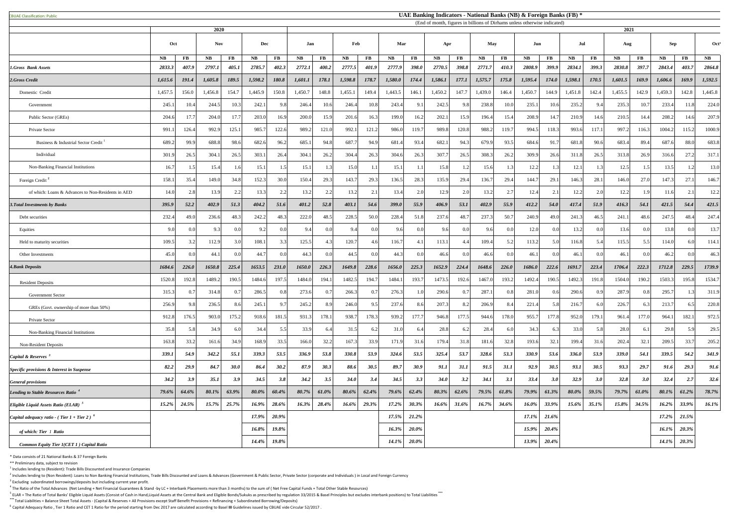CBUAE Classification: Public

# UAE Banking Indicators - National Banks (NB) & Foreign Banks (FB) *

(End of month, figures in billions of Dirhams unless otherwise indicated)

| | 2020 | | | | | | 2021 | | | | | | | | | | | | | | | | | | | |
|---|---|---|---|---|---|---|---|---|---|---|---|---|---|---|---|---|---|---|---|---|---|---|---|---|---|---|
| | Oct | | Nov | | Dec | | Jan | | Feb | | Mar | | Apr | | May | | Jun | | Jul | | Aug | | Sep | | Oct* |
| | NB | FB | NB | FB | NB | FB | NB | FB | NB | FB | NB | FB | NB | FB | NB | FB | NB | FB | NB | FB | NB | FB | NB | FB | NB |
| ***1.Gross Bank Assets*** | *2833.3* | *407.9* | *2797.1* | *405.1* | *2785.7* | *402.3* | *2772.1* | *400.2* | *2777.5* | *401.9* | *2777.9* | *398.0* | *2770.5* | *398.8* | *2771.7* | *410.3* | *2808.9* | *399.9* | *2834.1* | *399.3* | *2830.8* | *397.7* | *2843.4* | *403.7* | *2864.8* |
| ***2.Gross Credit*** | *1,615.6* | *191.4* | *1,605.8* | *189.5* | *1,598.2* | *180.8* | *1,601.1* | *178.1* | *1,598.8* | *178.7* | *1,580.0* | *174.4* | *1,586.1* | *177.1* | *1,575.7* | *175.8* | *1,595.4* | *174.0* | *1,598.1* | *170.5* | *1,601.5* | *169.9* | *1,606.6* | *169.9* | *1,592.5* |
| Domestic Credit | 1,457.5 | 156.0 | 1,456.8 | 154.7 | 1,445.9 | 150.8 | 1,450.7 | 148.8 | 1,455.1 | 149.4 | 1,443.5 | 146.1 | 1,450.2 | 147.7 | 1,439.0 | 146.4 | 1,450.7 | 144.9 | 1,451.8 | 142.4 | 1,455.1 | 142.9 | 1,459.3 | 142.8 | 1,445.8 |
| Government | 245.1 | 10.4 | 244.5 | 10.3 | 242.1 | 9.8 | 246.4 | 10.6 | 246.4 | 10.8 | 243.4 | 9.1 | 242.5 | 9.8 | 238.8 | 10.0 | 235.1 | 10.6 | 235.2 | 9.4 | 235.3 | 10.7 | 233.4 | 11.8 | 224.0 |
| Public Sector (GREs) | 204.6 | 17.7 | 204.0 | 17.7 | 203.0 | 16.9 | 200.0 | 15.9 | 201.6 | 16.3 | 199.0 | 16.2 | 202.1 | 15.9 | 196.4 | 15.4 | 208.9 | 14.7 | 210.9 | 14.6 | 210.5 | 14.4 | 208.2 | 14.6 | 207.9 |
| Private Sector | 991.1 | 126.4 | 992.9 | 125.1 | 985.7 | 122.6 | 989.2 | 121.0 | 992.1 | 121.2 | 986.0 | 119.7 | 989.8 | 120.8 | 988.2 | 119.7 | 994.5 | 118.3 | 993.6 | 117.1 | 997.2 | 116.3 | 1004.2 | 115.2 | 1000.9 |
| Business & Industrial Sector Credit [1] | 689.2 | 99.9 | 688.8 | 98.6 | 682.6 | 96.2 | 685.1 | 94.8 | 687.7 | 94.9 | 681.4 | 93.4 | 682.1 | 94.3 | 679.9 | 93.5 | 684.6 | 91.7 | 681.8 | 90.6 | 683.4 | 89.4 | 687.6 | 88.0 | 683.8 |
| Individual | 301.9 | 26.5 | 304.1 | 26.5 | 303.1 | 26.4 | 304.1 | 26.2 | 304.4 | 26.3 | 304.6 | 26.3 | 307.7 | 26.5 | 308.3 | 26.2 | 309.9 | 26.6 | 311.8 | 26.5 | 313.8 | 26.9 | 316.6 | 27.2 | 317.1 |
| Non-Banking Financial Institutions | 16.7 | 1.5 | 15.4 | 1.6 | 15.1 | 1.5 | 15.1 | 1.3 | 15.0 | 1.1 | 15.1 | 1.1 | 15.8 | 1.2 | 15.6 | 1.3 | 12.2 | 1.3 | 12.1 | 1.3 | 12.5 | 1.5 | 13.5 | 1.2 | 13.0 |
| Foreign Credit [2] | 158.1 | 35.4 | 149.0 | 34.8 | 152.3 | 30.0 | 150.4 | 29.3 | 143.7 | 29.3 | 136.5 | 28.3 | 135.9 | 29.4 | 136.7 | 29.4 | 144.7 | 29.1 | 146.3 | 28.1 | 146.0 | 27.0 | 147.3 | 27.1 | 146.7 |
| of which: Loans & Advances to Non-Residents in AED | 14.0 | 2.8 | 13.9 | 2.2 | 13.3 | 2.2 | 13.2 | 2.2 | 13.2 | 2.1 | 13.4 | 2.0 | 12.9 | 2.0 | 13.2 | 2.7 | 12.4 | 2.1 | 12.2 | 2.0 | 12.2 | 1.9 | 11.6 | 2.1 | 12.2 |
| ***3.Total Investments by Banks*** | *395.9* | *52.2* | *402.9* | *51.3* | *404.2* | *51.6* | *401.2* | *52.8* | *403.1* | *54.6* | *399.0* | *55.9* | *406.9* | *53.1* | *402.9* | *55.9* | *412.2* | *54.0* | *417.4* | *51.9* | *416.3* | *54.1* | *421.5* | *54.4* | *421.5* |
| Debt securities | 232.4 | 49.0 | 236.6 | 48.3 | 242.2 | 48.3 | 222.0 | 48.5 | 228.5 | 50.0 | 228.4 | 51.8 | 237.6 | 48.7 | 237.3 | 50.7 | 240.9 | 49.0 | 241.3 | 46.5 | 241.1 | 48.6 | 247.5 | 48.4 | 247.4 |
| Equities | 9.0 | 0.0 | 9.3 | 0.0 | 9.2 | 0.0 | 9.4 | 0.0 | 9.4 | 0.0 | 9.6 | 0.0 | 9.6 | 0.0 | 9.6 | 0.0 | 12.0 | 0.0 | 13.2 | 0.0 | 13.6 | 0.0 | 13.8 | 0.0 | 13.7 |
| Held to maturity securities | 109.5 | 3.2 | 112.9 | 3.0 | 108.1 | 3.3 | 125.5 | 4.3 | 120.7 | 4.6 | 116.7 | 4.1 | 113.1 | 4.4 | 109.4 | 5.2 | 113.2 | 5.0 | 116.8 | 5.4 | 115.5 | 5.5 | 114.0 | 6.0 | 114.1 |
| Other Investments | 45.0 | 0.0 | 44.1 | 0.0 | 44.7 | 0.0 | 44.3 | 0.0 | 44.5 | 0.0 | 44.3 | 0.0 | 46.6 | 0.0 | 46.6 | 0.0 | 46.1 | 0.0 | 46.1 | 0.0 | 46.1 | 0.0 | 46.2 | 0.0 | 46.3 |
| ***4.Bank Deposits*** | *1684.6* | *226.0* | *1650.8* | *225.4* | *1653.5* | *231.0* | *1650.0* | *226.3* | *1649.8* | *228.6* | *1656.0* | *225.3* | *1652.9* | *224.4* | *1648.6* | *226.0* | *1686.0* | *222.6* | *1691.7* | *223.4* | *1706.4* | *222.3* | *1712.8* | *229.5* | *1739.9* |
| Resident Deposits | 1520.8 | 192.8 | 1489.2 | 190.5 | 1484.6 | 197.5 | 1484.0 | 194.1 | 1482.5 | 194.7 | 1484.1 | 193.7 | 1473.5 | 192.6 | 1467.0 | 193.2 | 1492.4 | 190.5 | 1492.3 | 191.8 | 1504.0 | 190.2 | 1503.3 | 195.8 | 1534.7 |
| Government Sector | 315.3 | 0.7 | 314.8 | 0.7 | 286.5 | 0.8 | 273.6 | 0.7 | 266.3 | 0.7 | 276.3 | 1.0 | 290.6 | 0.7 | 287.1 | 0.8 | 281.0 | 0.6 | 290.6 | 0.9 | 287.9 | 0.8 | 295.7 | 1.3 | 311.9 |
| GREs (Govt. ownership of more than 50%) | 256.9 | 9.8 | 236.5 | 8.6 | 245.1 | 9.7 | 245.2 | 8.9 | 246.0 | 9.5 | 237.6 | 8.6 | 207.3 | 8.2 | 206.9 | 8.4 | 221.4 | 5.8 | 216.7 | 6.0 | 226.7 | 6.3 | 213.7 | 6.5 | 220.8 |
| Private Sector | 912.8 | 176.5 | 903.0 | 175.2 | 918.6 | 181.5 | 931.3 | 178.1 | 938.7 | 178.3 | 939.2 | 177.7 | 946.8 | 177.5 | 944.6 | 178.0 | 955.7 | 177.8 | 952.0 | 179.1 | 961.4 | 177.0 | 964.1 | 182.1 | 972.5 |
| Non-Banking Financial Institutions | 35.8 | 5.8 | 34.9 | 6.0 | 34.4 | 5.5 | 33.9 | 6.4 | 31.5 | 6.2 | 31.0 | 6.4 | 28.8 | 6.2 | 28.4 | 6.0 | 34.3 | 6.3 | 33.0 | 5.8 | 28.0 | 6.1 | 29.8 | 5.9 | 29.5 |
| Non-Resident Deposits | 163.8 | 33.2 | 161.6 | 34.9 | 168.9 | 33.5 | 166.0 | 32.2 | 167.3 | 33.9 | 171.9 | 31.6 | 179.4 | 31.8 | 181.6 | 32.8 | 193.6 | 32.1 | 199.4 | 31.6 | 202.4 | 32.1 | 209.5 | 33.7 | 205.2 |
| ***Capital & Reserves [3]*** | *339.1* | *54.9* | *342.2* | *55.1* | *339.3* | *53.5* | *336.9* | *53.8* | *330.8* | *53.9* | *324.6* | *53.5* | *325.4* | *53.7* | *328.6* | *53.3* | *330.9* | *53.6* | *336.0* | *53.9* | *339.0* | *54.1* | *339.5* | *54.2* | *341.9* |
| ***Specific provisions & Interest in Suspense*** | *82.2* | *29.9* | *84.7* | *30.0* | *86.4* | *30.2* | *87.9* | *30.3* | *88.6* | *30.5* | *89.7* | *30.9* | *91.1* | *31.1* | *91.5* | *31.1* | *92.9* | *30.5* | *93.1* | *30.5* | *93.3* | *29.7* | *91.6* | *29.3* | *91.6* |
| ***General provisions*** | *34.2* | *3.9* | *35.1* | *3.9* | *34.5* | *3.8* | *34.2* | *3.5* | *34.0* | *3.4* | *34.5* | *3.3* | *34.0* | *3.2* | *34.1* | *3.1* | *33.4* | *3.0* | *32.9* | *3.0* | *32.8* | *3.0* | *32.4* | *2.7* | *32.6* |
| ***Lending to Stable Resources Ratio [4]*** | *79.6%* | *64.6%* | *80.1%* | *63.9%* | *80.0%* | *60.4%* | *80.7%* | *61.0%* | *80.6%* | *62.4%* | *79.6%* | *62.4%* | *80.3%* | *62.6%* | *79.5%* | *61.8%* | *79.9%* | *61.3%* | *80.0%* | *59.5%* | *79.7%* | *61.0%* | *80.1%* | *61.2%* | *78.7%* |
| ***Eligible Liquid Assets Ratio (ELAR) [5]*** | *15.2%* | *24.5%* | *15.7%* | *25.7%* | *16.9%* | *28.6%* | *16.3%* | *28.4%* | *16.6%* | *29.3%* | *17.2%* | *30.3%* | *16.6%* | *31.6%* | *16.7%* | *34.6%* | *16.0%* | *33.9%* | *15.6%* | *35.1%* | *15.8%* | *34.5%* | *16.2%* | *33.9%* | *16.1%* |
| ***Capital adequacy ratio - ( Tier 1 + Tier 2 ) [6]*** | | | | | *17.9%* | *20.9%* | | | | | *17.5%* | *21.2%* | | | | | *17.1%* | *21.6%* | | | | | *17.2%* | *21.5%* | |
| ***of which: Tier 1 Ratio*** | | | | | *16.8%* | *19.8%* | | | | | *16.3%* | *20.0%* | | | | | *15.9%* | *20.4%* | | | | | *16.1%* | *20.3%* | |
| ***Common Equity Tier 1(CET 1 ) Capital Ratio*** | | | | | *14.4%* | *19.8%* | | | | | *14.1%* | *20.0%* | | | | | *13.9%* | *20.4%* | | | | | *14.1%* | *20.3%* | |

\* Data consists of 21 National Banks & 37 Foreign Banks

\*\* Preliminary data, subject to revision

[1] Includes lending to (Resident): Trade Bills Discounted and Insurance Companies

[2] Includes lending to (Non Resident): Loans to Non Banking Financial Institutions, Trade Bills Discounted and Loans & Advances (Government & Public Sector, Private Sector (corporate and Individuals ) in Local and Foreign Currency

[3] Excluding subordinated borrowings/deposits but including current year profit.

[4] The Ratio of the Total Advances (Net Lending + Net Financial Guarantees & Stand -by LC + Interbank Placements more than 3 months) to the sum of ( Net Free Capital Funds + Total Other Stable Resources)

[5] ELAR = The Ratio of Total Banks' Eligible Liquid Assets (Consist of Cash in Hand,Liquid Assets at the Central Bank and Eligible Bonds/Sukuks as prescribed by regulation 33/2015 & Basel Principles but excludes interbank positions) to Total Liabilities \*\*\*

\*\*\* Total Liabilities = Balance Sheet Total Assets - (Capital & Reserves + All Provisions except Staff Benefit Provisions + Refinancing + Subordinated Borrowing/Deposits)

[6] Capital Adequacy Ratio , Tier 1 Ratio and CET 1 Ratio for the period starting from Dec 2017 are calculated according to Basel III Guidelines issued by CBUAE vide Circular 52/2017 .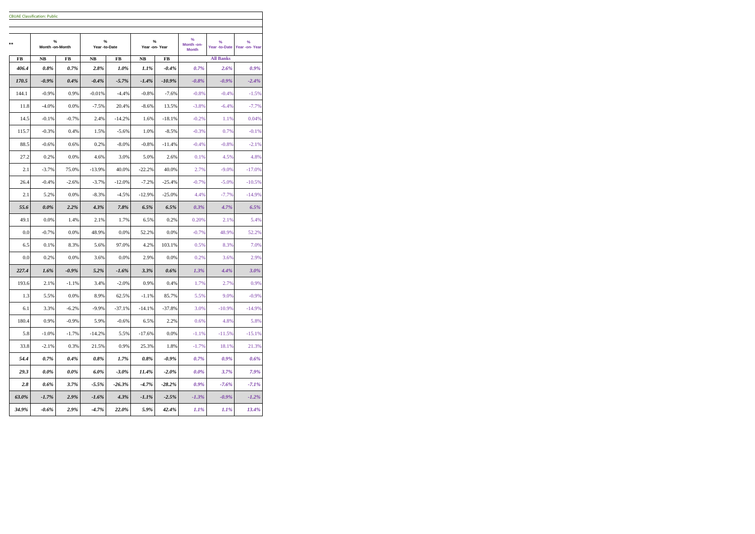CBUAE Classification: Public

| ** | % Month -on-Month | | % Year -to-Date | | % Year -on- Year | | % Month -on-Month | % Year -to-Date | % Year -on- Year |
|---|---|---|---|---|---|---|---|---|---|
| FB | NB | FB | NB | FB | NB | FB | All Banks | | |
| *406.4* | *0.8%* | *0.7%* | *2.8%* | *1.0%* | *1.1%* | *-0.4%* | *0.7%* | *2.6%* | *0.9%* |
| *170.5* | *-0.9%* | *0.4%* | *-0.4%* | *-5.7%* | *-1.4%* | *-10.9%* | *-0.8%* | *-0.9%* | *-2.4%* |
| 144.1 | -0.9% | 0.9% | -0.01% | -4.4% | -0.8% | -7.6% | -0.8% | -0.4% | -1.5% |
| 11.8 | -4.0% | 0.0% | -7.5% | 20.4% | -8.6% | 13.5% | -3.8% | -6.4% | -7.7% |
| 14.5 | -0.1% | -0.7% | 2.4% | -14.2% | 1.6% | -18.1% | -0.2% | 1.1% | 0.04% |
| 115.7 | -0.3% | 0.4% | 1.5% | -5.6% | 1.0% | -8.5% | -0.3% | 0.7% | -0.1% |
| 88.5 | -0.6% | 0.6% | 0.2% | -8.0% | -0.8% | -11.4% | -0.4% | -0.8% | -2.1% |
| 27.2 | 0.2% | 0.0% | 4.6% | 3.0% | 5.0% | 2.6% | 0.1% | 4.5% | 4.8% |
| 2.1 | -3.7% | 75.0% | -13.9% | 40.0% | -22.2% | 40.0% | 2.7% | -9.0% | -17.0% |
| 26.4 | -0.4% | -2.6% | -3.7% | -12.0% | -7.2% | -25.4% | -0.7% | -5.0% | -10.5% |
| 2.1 | 5.2% | 0.0% | -8.3% | -4.5% | -12.9% | -25.0% | 4.4% | -7.7% | -14.9% |
| *55.6* | *0.0%* | *2.2%* | *4.3%* | *7.8%* | *6.5%* | *6.5%* | *0.3%* | *4.7%* | *6.5%* |
| 49.1 | 0.0% | 1.4% | 2.1% | 1.7% | 6.5% | 0.2% | 0.20% | 2.1% | 5.4% |
| 0.0 | -0.7% | 0.0% | 48.9% | 0.0% | 52.2% | 0.0% | -0.7% | 48.9% | 52.2% |
| 6.5 | 0.1% | 8.3% | 5.6% | 97.0% | 4.2% | 103.1% | 0.5% | 8.3% | 7.0% |
| 0.0 | 0.2% | 0.0% | 3.6% | 0.0% | 2.9% | 0.0% | 0.2% | 3.6% | 2.9% |
| *227.4* | *1.6%* | *-0.9%* | *5.2%* | *-1.6%* | *3.3%* | *0.6%* | *1.3%* | *4.4%* | *3.0%* |
| 193.6 | 2.1% | -1.1% | 3.4% | -2.0% | 0.9% | 0.4% | 1.7% | 2.7% | 0.9% |
| 1.3 | 5.5% | 0.0% | 8.9% | 62.5% | -1.1% | 85.7% | 5.5% | 9.0% | -0.9% |
| 6.1 | 3.3% | -6.2% | -9.9% | -37.1% | -14.1% | -37.8% | 3.0% | -10.9% | -14.9% |
| 180.4 | 0.9% | -0.9% | 5.9% | -0.6% | 6.5% | 2.2% | 0.6% | 4.8% | 5.8% |
| 5.8 | -1.0% | -1.7% | -14.2% | 5.5% | -17.6% | 0.0% | -1.1% | -11.5% | -15.1% |
| 33.8 | -2.1% | 0.3% | 21.5% | 0.9% | 25.3% | 1.8% | -1.7% | 18.1% | 21.3% |
| *54.4* | *0.7%* | *0.4%* | *0.8%* | *1.7%* | *0.8%* | *-0.9%* | *0.7%* | *0.9%* | *0.6%* |
| *29.3* | *0.0%* | *0.0%* | *6.0%* | *-3.0%* | *11.4%* | *-2.0%* | *0.0%* | *3.7%* | *7.9%* |
| *2.8* | *0.6%* | *3.7%* | *-5.5%* | *-26.3%* | *-4.7%* | *-28.2%* | *0.9%* | *-7.6%* | *-7.1%* |
| *63.0%* | *-1.7%* | *2.9%* | *-1.6%* | *4.3%* | *-1.1%* | *-2.5%* | *-1.3%* | *-0.9%* | *-1.2%* |
| *34.9%* | *-0.6%* | *2.9%* | *-4.7%* | *22.0%* | *5.9%* | *42.4%* | *1.1%* | *1.1%* | *13.4%* |